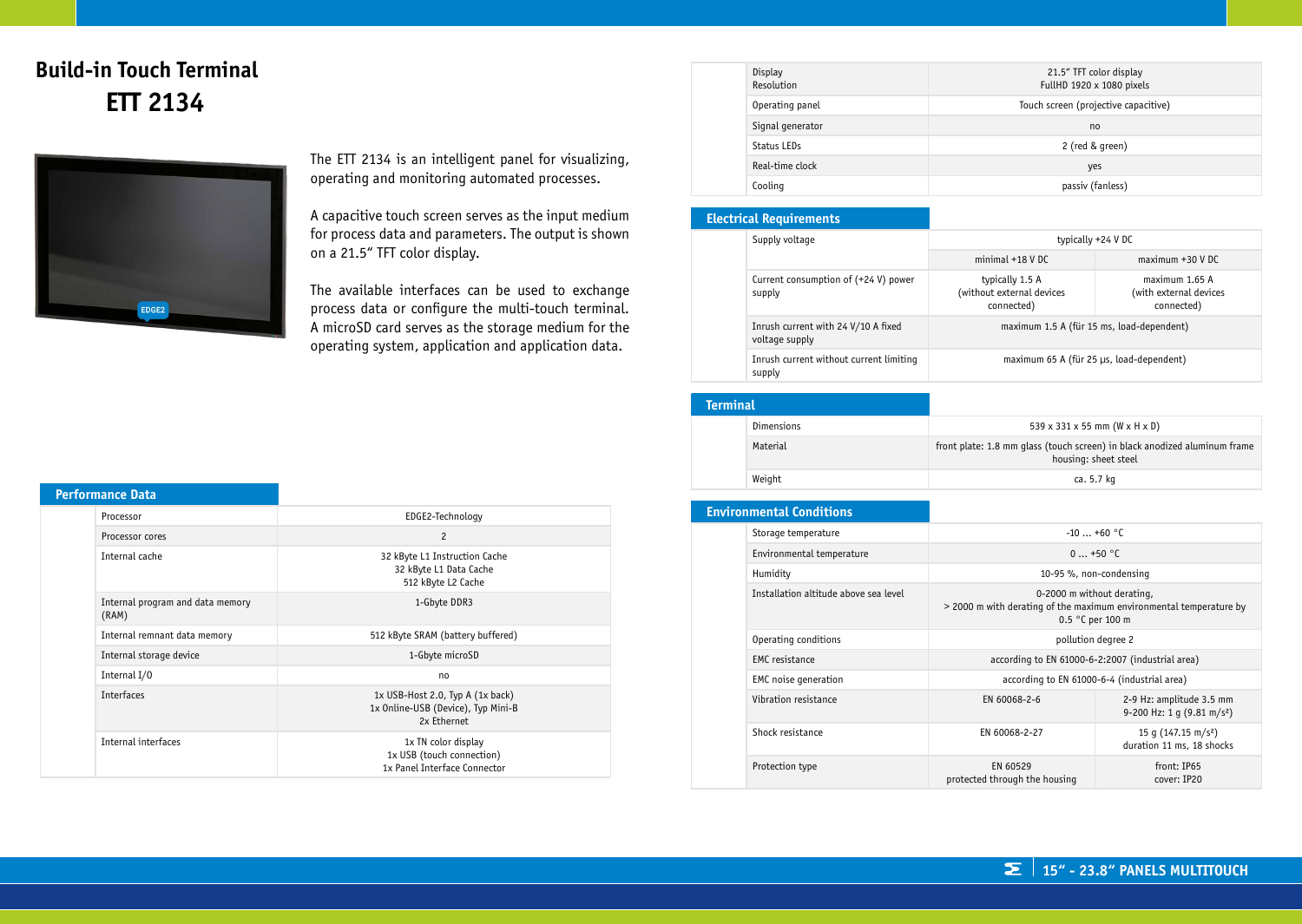# Build-in Touch Terminal
# ETT 2134

The ETT 2134 is an intelligent panel for visualizing, operating and monitoring automated processes.

A capacitive touch screen serves as the input medium for process data and parameters. The output is shown on a 21.5" TFT color display.

The available interfaces can be used to exchange process data or configure the multi-touch terminal. A microSD card serves as the storage medium for the operating system, application and application data.

## Performance Data

| | |
|---|---|
| Processor | EDGE2-Technology |
| Processor cores | 2 |
| Internal cache | 32 kByte L1 Instruction Cache<br>32 kByte L1 Data Cache<br>512 kByte L2 Cache |
| Internal program and data memory (RAM) | 1-Gbyte DDR3 |
| Internal remnant data memory | 512 kByte SRAM (battery buffered) |
| Internal storage device | 1-Gbyte microSD |
| Internal I/O | no |
| Interfaces | 1x USB-Host 2.0, Typ A (1x back)<br>1x Online-USB (Device), Typ Mini-B<br>2x Ethernet |
| Internal interfaces | 1x TN color display<br>1x USB (touch connection)<br>1x Panel Interface Connector |

| | |
|---|---|
| Display<br>Resolution | 21.5" TFT color display<br>FullHD 1920 x 1080 pixels |
| Operating panel | Touch screen (projective capacitive) |
| Signal generator | no |
| Status LEDs | 2 (red & green) |
| Real-time clock | yes |
| Cooling | passiv (fanless) |

## Electrical Requirements

| | | |
|---|---|---|
| Supply voltage | typically +24 V DC | |
| | minimal +18 V DC | maximum +30 V DC |
| Current consumption of (+24 V) power supply | typically 1.5 A<br>(without external devices connected) | maximum 1.65 A<br>(with external devices connected) |
| Inrush current with 24 V/10 A fixed voltage supply | maximum 1.5 A (für 15 ms, load-dependent) | |
| Inrush current without current limiting supply | maximum 65 A (für 25 µs, load-dependent) | |

## Terminal

| | |
|---|---|
| Dimensions | 539 x 331 x 55 mm (W x H x D) |
| Material | front plate: 1.8 mm glass (touch screen) in black anodized aluminum frame<br>housing: sheet steel |
| Weight | ca. 5.7 kg |

## Environmental Conditions

| | | |
|---|---|---|
| Storage temperature | -10 ... +60 °C | |
| Environmental temperature | 0 ... +50 °C | |
| Humidity | 10-95 %, non-condensing | |
| Installation altitude above sea level | 0-2000 m without derating,<br>> 2000 m with derating of the maximum environmental temperature by 0.5 °C per 100 m | |
| Operating conditions | pollution degree 2 | |
| EMC resistance | according to EN 61000-6-2:2007 (industrial area) | |
| EMC noise generation | according to EN 61000-6-4 (industrial area) | |
| Vibration resistance | EN 60068-2-6 | 2-9 Hz: amplitude 3.5 mm<br>9-200 Hz: 1 g (9.81 m/s²) |
| Shock resistance | EN 60068-2-27 | 15 g (147.15 m/s²)<br>duration 11 ms, 18 shocks |
| Protection type | EN 60529<br>protected through the housing | front: IP65<br>cover: IP20 |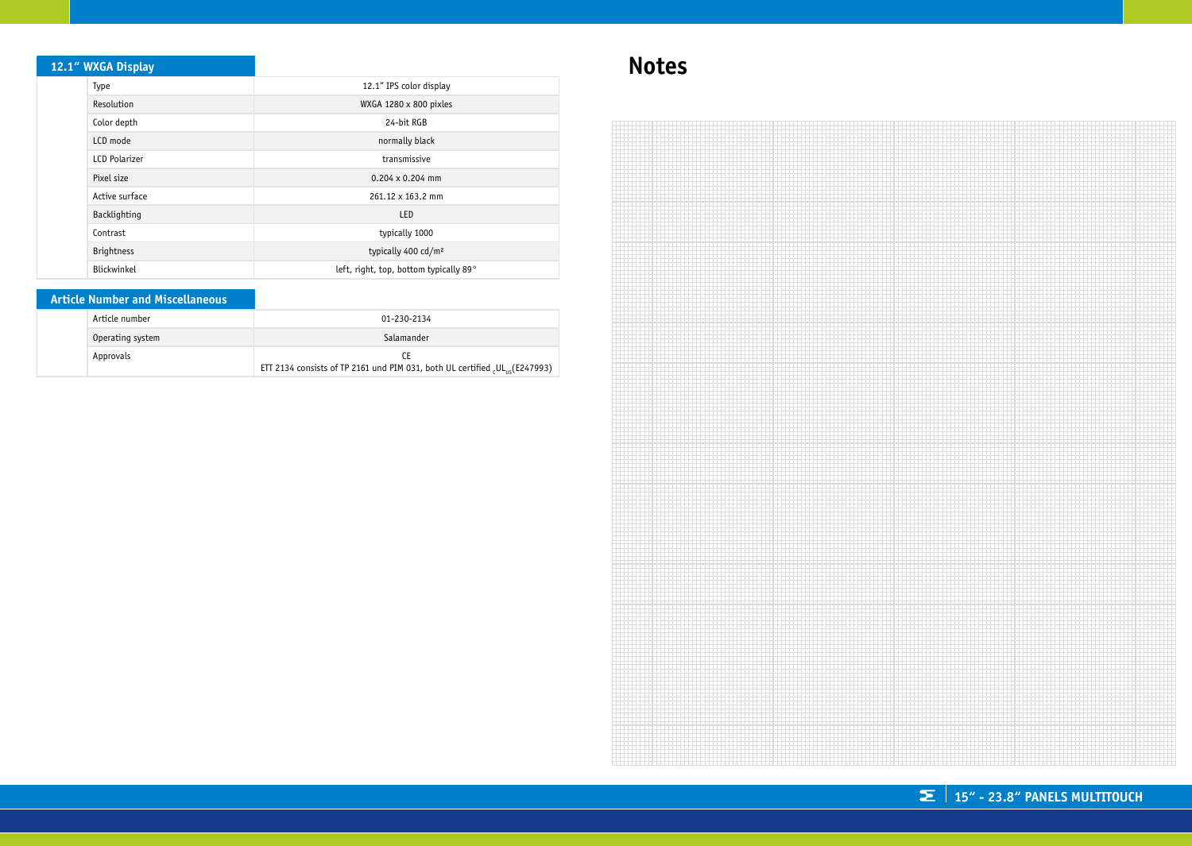## 12.1" WXGA Display

| | |
|---|---|
| Type | 12.1" IPS color display |
| Resolution | WXGA 1280 x 800 pixles |
| Color depth | 24-bit RGB |
| LCD mode | normally black |
| LCD Polarizer | transmissive |
| Pixel size | 0.204 x 0.204 mm |
| Active surface | 261.12 x 163.2 mm |
| Backlighting | LED |
| Contrast | typically 1000 |
| Brightness | typically 400 cd/m² |
| Blickwinkel | left, right, top, bottom typically 89° |

## Article Number and Miscellaneous

| | |
|---|---|
| Article number | 01-230-2134 |
| Operating system | Salamander |
| Approvals | CE<br>ETT 2134 consists of TP 2161 und PIM 031, both UL certified $_{c}UL_{us}$(E247993) |

# Notes